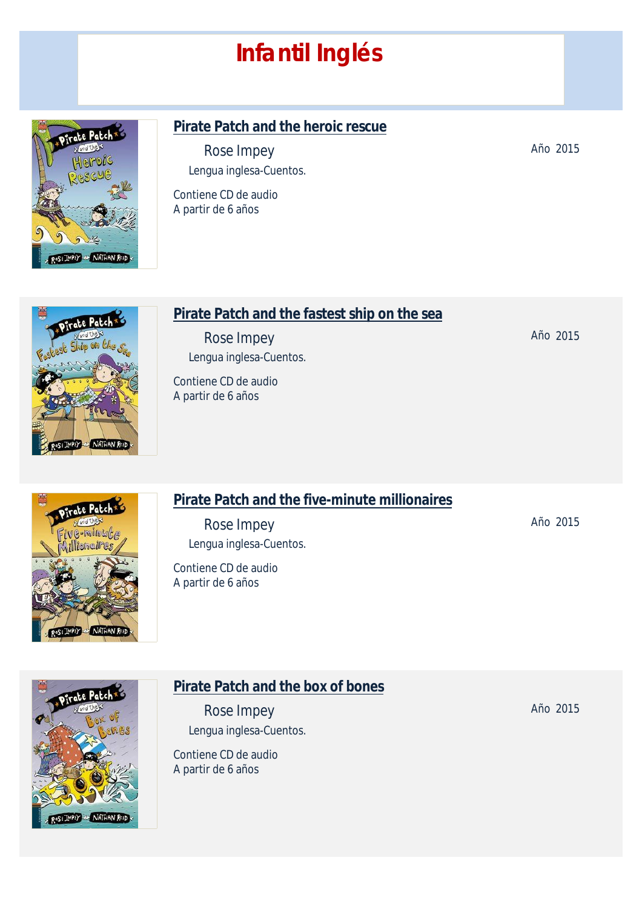# Infantil Inglés

## Pirate Patch and the heroic rescue

Rose Impey

Lengua inglesa-Cuentos.

Contiene CD de audio
A partir de 6 años

Año 2015

## Pirate Patch and the fastest ship on the sea

Rose Impey

Lengua inglesa-Cuentos.

Contiene CD de audio
A partir de 6 años

Año 2015

## Pirate Patch and the five-minute millionaires

Rose Impey

Lengua inglesa-Cuentos.

Contiene CD de audio
A partir de 6 años

Año 2015

## Pirate Patch and the box of bones

Rose Impey

Lengua inglesa-Cuentos.

Contiene CD de audio
A partir de 6 años

Año 2015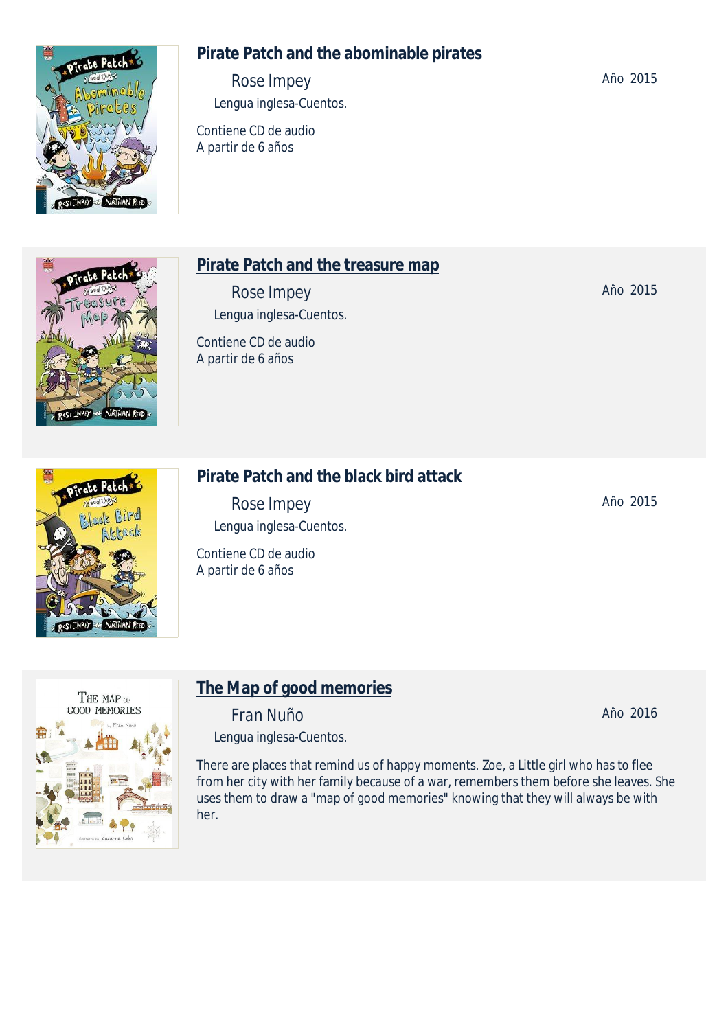## Pirate Patch and the abominable pirates

Rose Impey

Lengua inglesa-Cuentos.

Año 2015

Contiene CD de audio
A partir de 6 años

## Pirate Patch and the treasure map

Rose Impey

Lengua inglesa-Cuentos.

Año 2015

Contiene CD de audio
A partir de 6 años

## Pirate Patch and the black bird attack

Rose Impey

Lengua inglesa-Cuentos.

Año 2015

Contiene CD de audio
A partir de 6 años

## The Map of good memories

Fran Nuño

Lengua inglesa-Cuentos.

Año 2016

There are places that remind us of happy moments. Zoe, a Little girl who has to flee from her city with her family because of a war, remembers them before she leaves. She uses them to draw a "map of good memories" knowing that they will always be with her.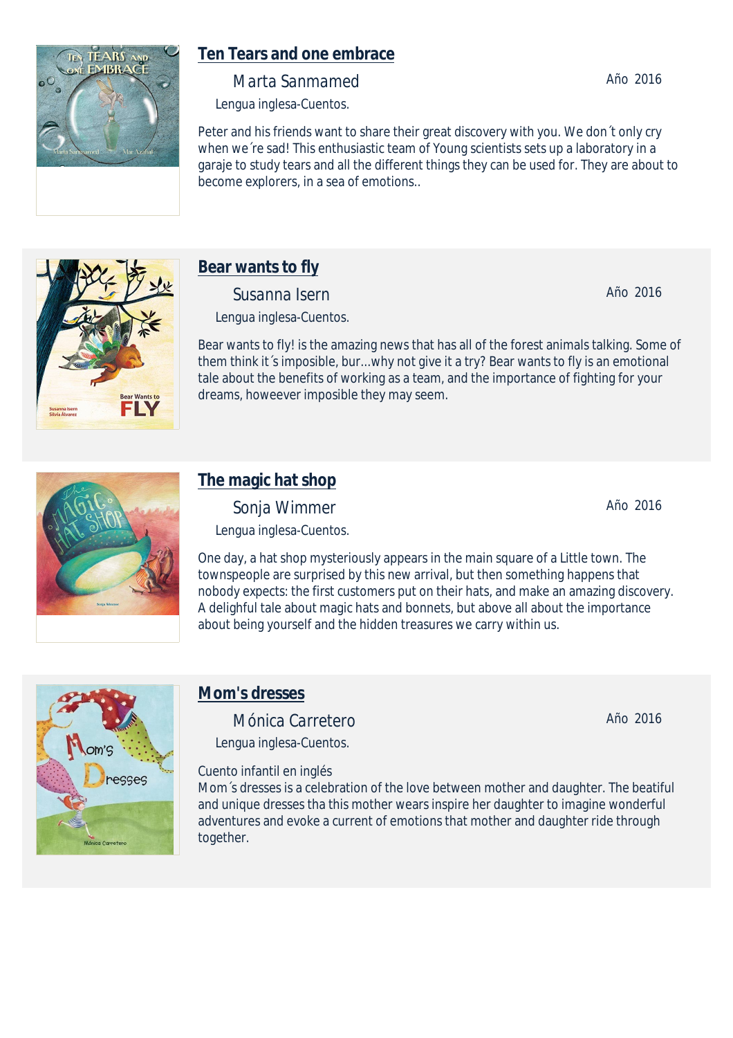## Ten Tears and one embrace

Marta Sanmamed

Año 2016

Lengua inglesa-Cuentos.

Peter and his friends want to share their great discovery with you. We don´t only cry when we´re sad! This enthusiastic team of Young scientists sets up a laboratory in a garaje to study tears and all the different things they can be used for. They are about to become explorers, in a sea of emotions..

## Bear wants to fly

Susanna Isern

Año 2016

Lengua inglesa-Cuentos.

Bear wants to fly! is the amazing news that has all of the forest animals talking. Some of them think it´s imposible, bur...why not give it a try? Bear wants to fly is an emotional tale about the benefits of working as a team, and the importance of fighting for your dreams, howeever imposible they may seem.

## The magic hat shop

Sonja Wimmer

Año 2016

Lengua inglesa-Cuentos.

One day, a hat shop mysteriously appears in the main square of a Little town. The townspeople are surprised by this new arrival, but then something happens that nobody expects: the first customers put on their hats, and make an amazing discovery. A delighful tale about magic hats and bonnets, but above all about the importance about being yourself and the hidden treasures we carry within us.

## Mom's dresses

Mónica Carretero

Año 2016

Lengua inglesa-Cuentos.

Cuento infantil en inglés
Mom´s dresses is a celebration of the love between mother and daughter. The beatiful and unique dresses tha this mother wears inspire her daughter to imagine wonderful adventures and evoke a current of emotions that mother and daughter ride through together.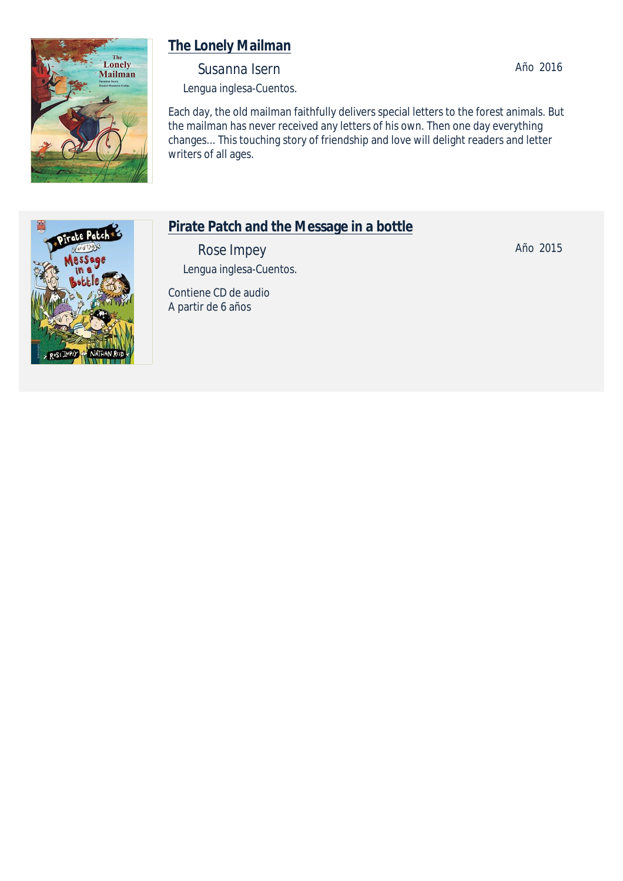## The Lonely Mailman

Susanna Isern

Año 2016

Lengua inglesa-Cuentos.

Each day, the old mailman faithfully delivers special letters to the forest animals. But the mailman has never received any letters of his own. Then one day everything changes... This touching story of friendship and love will delight readers and letter writers of all ages.

## Pirate Patch and the Message in a bottle

Rose Impey

Año 2015

Lengua inglesa-Cuentos.

Contiene CD de audio
A partir de 6 años